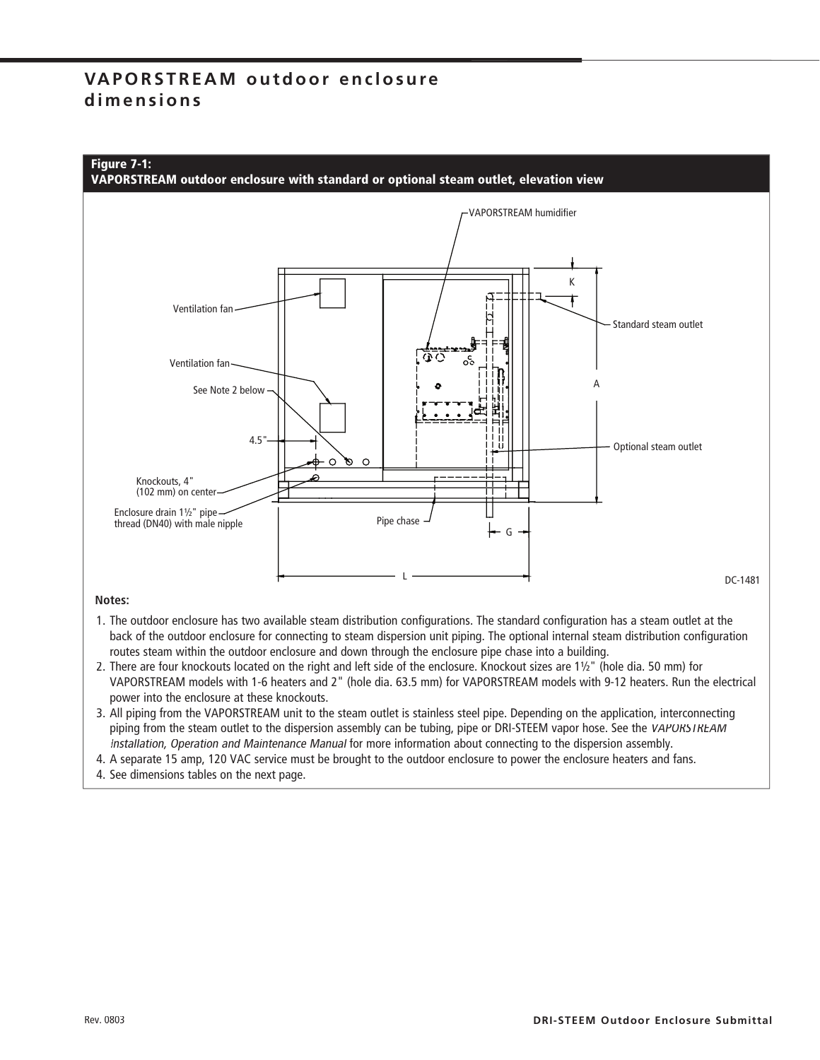# VAPORSTREAM outdoor enclosure dimensions

**Figure 7-1:**
**VAPORSTREAM outdoor enclosure with standard or optional steam outlet, elevation view**

VAPORSTREAM humidifier

Ventilation fan

Ventilation fan

See Note 2 below

4.5"

Knockouts, 4" (102 mm) on center

Enclosure drain 1½" pipe thread (DN40) with male nipple

Pipe chase

K

Standard steam outlet

A

Optional steam outlet

G

L

DC-1481

**Notes:**

1. The outdoor enclosure has two available steam distribution configurations. The standard configuration has a steam outlet at the back of the outdoor enclosure for connecting to steam dispersion unit piping. The optional internal steam distribution configuration routes steam within the outdoor enclosure and down through the enclosure pipe chase into a building.
2. There are four knockouts located on the right and left side of the enclosure. Knockout sizes are 1½" (hole dia. 50 mm) for VAPORSTREAM models with 1-6 heaters and 2" (hole dia. 63.5 mm) for VAPORSTREAM models with 9-12 heaters. Run the electrical power into the enclosure at these knockouts.
3. All piping from the VAPORSTREAM unit to the steam outlet is stainless steel pipe. Depending on the application, interconnecting piping from the steam outlet to the dispersion assembly can be tubing, pipe or DRI-STEEM vapor hose. See the *VAPORSTREAM Installation, Operation and Maintenance Manual* for more information about connecting to the dispersion assembly.
4. A separate 15 amp, 120 VAC service must be brought to the outdoor enclosure to power the enclosure heaters and fans.
4. See dimensions tables on the next page.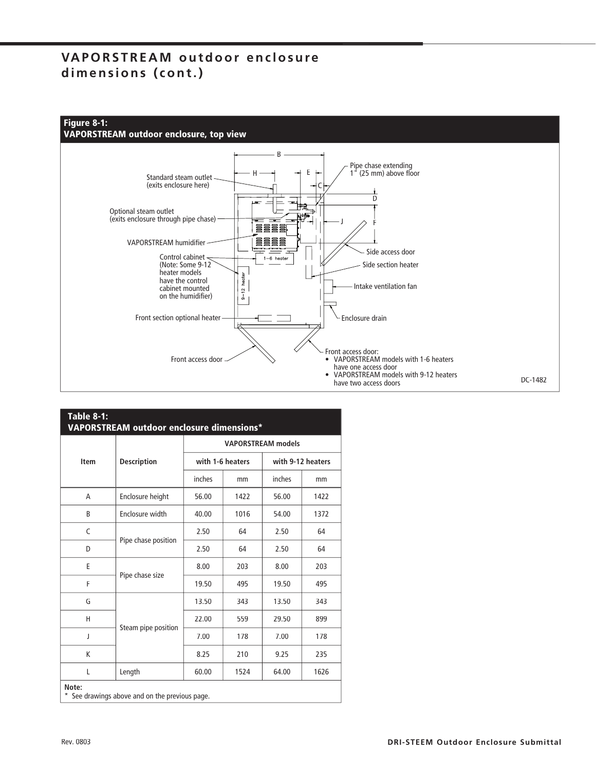## VAPORSTREAM outdoor enclosure dimensions (cont.)

**Figure 8-1: VAPORSTREAM outdoor enclosure, top view**

Standard steam outlet (exits enclosure here)

Optional steam outlet (exits enclosure through pipe chase)

VAPORSTREAM humidifier

Control cabinet (Note: Some 9-12 heater models have the control cabinet mounted on the humidifier)

Front section optional heater

Front access door

Pipe chase extending 1" (25 mm) above floor

Side access door

Side section heater

Intake ventilation fan

Enclosure drain

Front access door:
- VAPORSTREAM models with 1-6 heaters have one access door
- VAPORSTREAM models with 9-12 heaters have two access doors

DC-1482

**Table 8-1: VAPORSTREAM outdoor enclosure dimensions***

| Item | Description | VAPORSTREAM models | | | |
|---|---|---|---|---|---|
| | | with 1-6 heaters | | with 9-12 heaters | |
| | | inches | mm | inches | mm |
| A | Enclosure height | 56.00 | 1422 | 56.00 | 1422 |
| B | Enclosure width | 40.00 | 1016 | 54.00 | 1372 |
| C | Pipe chase position | 2.50 | 64 | 2.50 | 64 |
| D | | 2.50 | 64 | 2.50 | 64 |
| E | Pipe chase size | 8.00 | 203 | 8.00 | 203 |
| F | | 19.50 | 495 | 19.50 | 495 |
| G | Steam pipe position | 13.50 | 343 | 13.50 | 343 |
| H | | 22.00 | 559 | 29.50 | 899 |
| J | | 7.00 | 178 | 7.00 | 178 |
| K | | 8.25 | 210 | 9.25 | 235 |
| L | Length | 60.00 | 1524 | 64.00 | 1626 |

**Note:**
* See drawings above and on the previous page.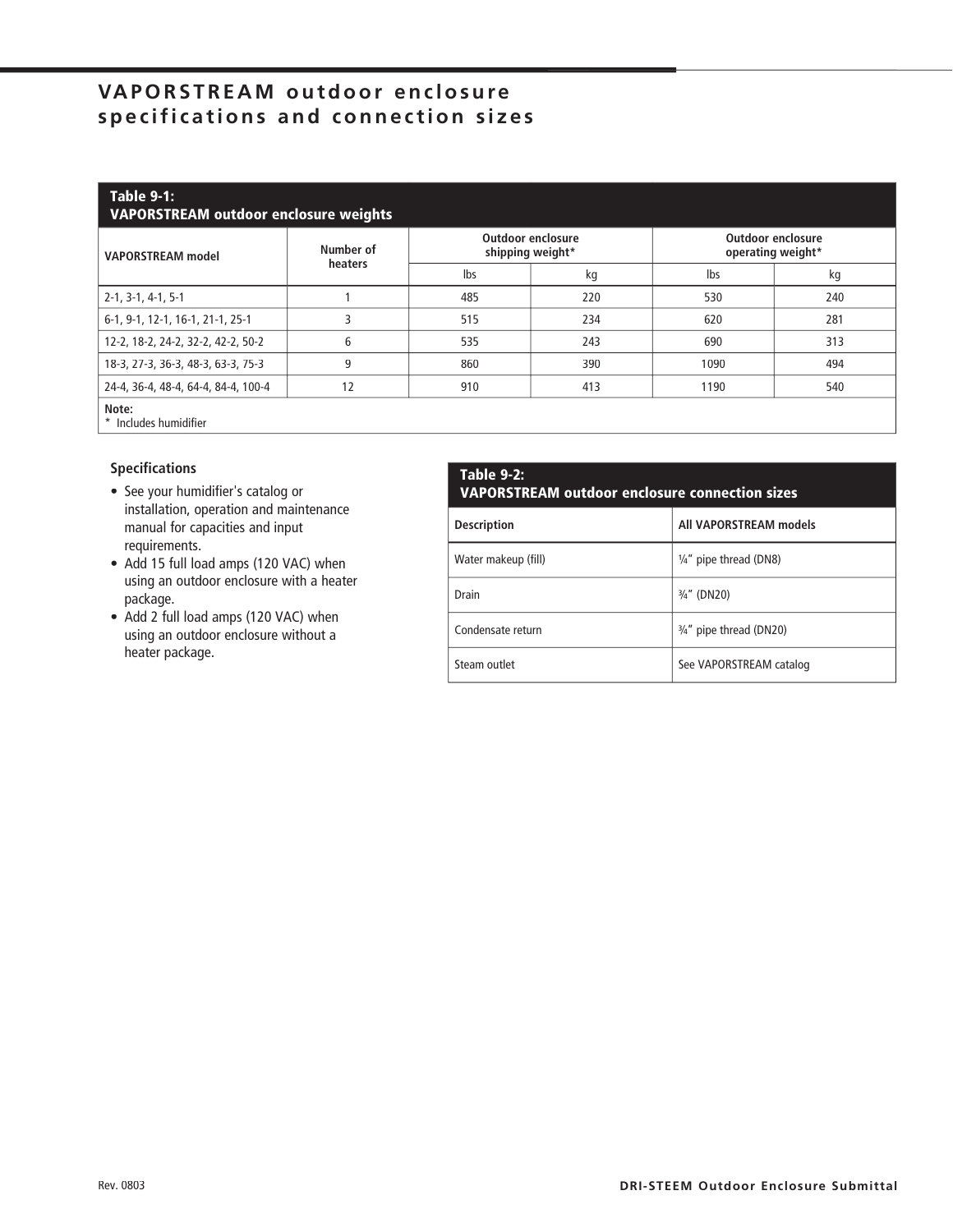# VAPORSTREAM outdoor enclosure specifications and connection sizes

**Table 9-1: VAPORSTREAM outdoor enclosure weights**

| VAPORSTREAM model | Number of heaters | Outdoor enclosure shipping weight* | | Outdoor enclosure operating weight* | |
|---|---|---|---|---|---|
| | | lbs | kg | lbs | kg |
| 2-1, 3-1, 4-1, 5-1 | 1 | 485 | 220 | 530 | 240 |
| 6-1, 9-1, 12-1, 16-1, 21-1, 25-1 | 3 | 515 | 234 | 620 | 281 |
| 12-2, 18-2, 24-2, 32-2, 42-2, 50-2 | 6 | 535 | 243 | 690 | 313 |
| 18-3, 27-3, 36-3, 48-3, 63-3, 75-3 | 9 | 860 | 390 | 1090 | 494 |
| 24-4, 36-4, 48-4, 64-4, 84-4, 100-4 | 12 | 910 | 413 | 1190 | 540 |

**Note:**
* Includes humidifier

### Specifications

- See your humidifier's catalog or installation, operation and maintenance manual for capacities and input requirements.
- Add 15 full load amps (120 VAC) when using an outdoor enclosure with a heater package.
- Add 2 full load amps (120 VAC) when using an outdoor enclosure without a heater package.

**Table 9-2: VAPORSTREAM outdoor enclosure connection sizes**

| Description | All VAPORSTREAM models |
|---|---|
| Water makeup (fill) | ¼" pipe thread (DN8) |
| Drain | ¾" (DN20) |
| Condensate return | ¾" pipe thread (DN20) |
| Steam outlet | See VAPORSTREAM catalog |

Rev. 0803